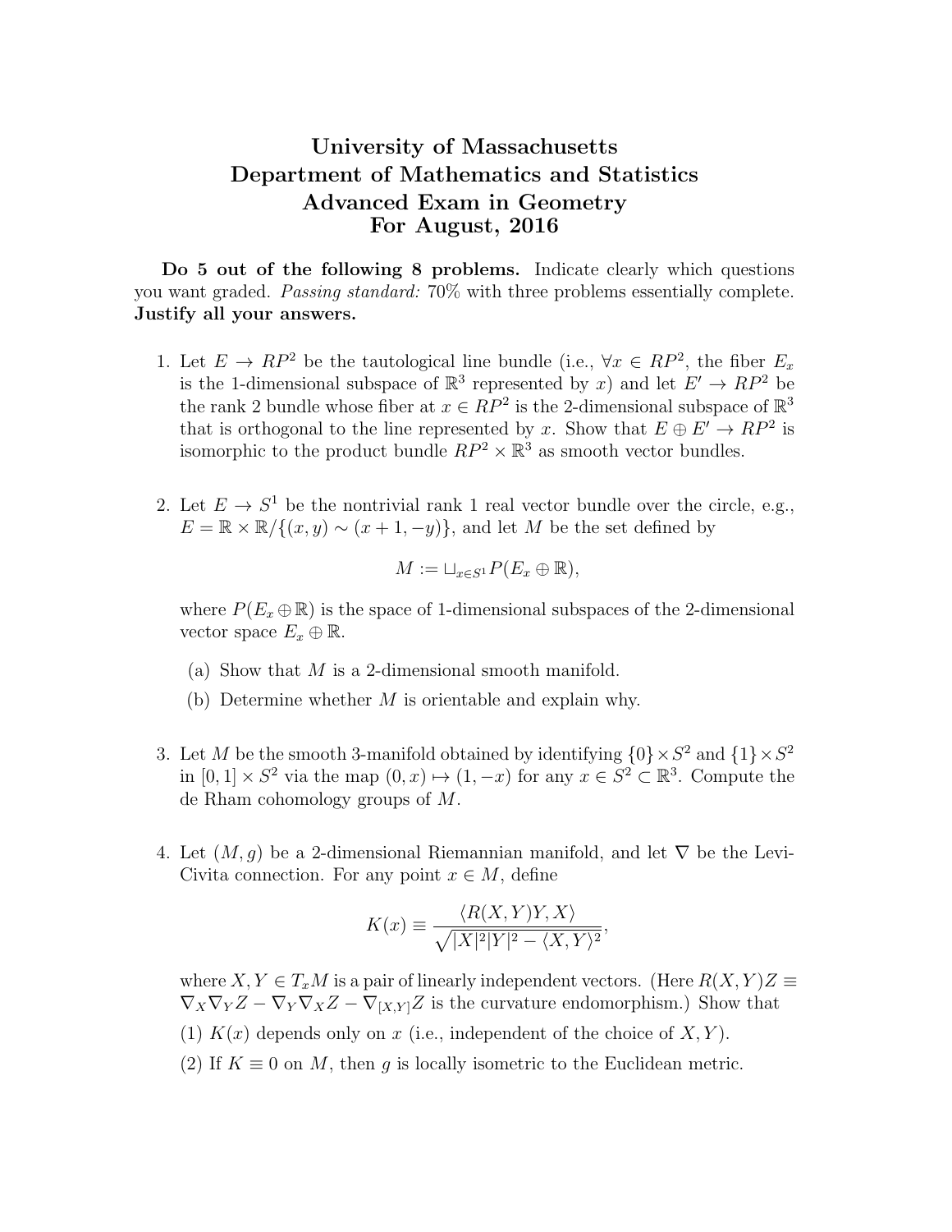# University of Massachusetts
# Department of Mathematics and Statistics
# Advanced Exam in Geometry
# For August, 2016

**Do 5 out of the following 8 problems.** Indicate clearly which questions you want graded. *Passing standard:* 70% with three problems essentially complete. **Justify all your answers.**

1. Let $E \to RP^2$ be the tautological line bundle (i.e., $\forall x \in RP^2$, the fiber $E_x$ is the 1-dimensional subspace of $\mathbb{R}^3$ represented by $x$) and let $E' \to RP^2$ be the rank 2 bundle whose fiber at $x \in RP^2$ is the 2-dimensional subspace of $\mathbb{R}^3$ that is orthogonal to the line represented by $x$. Show that $E \oplus E' \to RP^2$ is isomorphic to the product bundle $RP^2 \times \mathbb{R}^3$ as smooth vector bundles.

2. Let $E \to S^1$ be the nontrivial rank 1 real vector bundle over the circle, e.g., $E = \mathbb{R} \times \mathbb{R}/\{(x, y) \sim (x + 1, -y)\}$, and let $M$ be the set defined by

$$M := \sqcup_{x \in S^1} P(E_x \oplus \mathbb{R}),$$

   where $P(E_x \oplus \mathbb{R})$ is the space of 1-dimensional subspaces of the 2-dimensional vector space $E_x \oplus \mathbb{R}$.

   (a) Show that $M$ is a 2-dimensional smooth manifold.

   (b) Determine whether $M$ is orientable and explain why.

3. Let $M$ be the smooth 3-manifold obtained by identifying $\{0\} \times S^2$ and $\{1\} \times S^2$ in $[0, 1] \times S^2$ via the map $(0, x) \mapsto (1, -x)$ for any $x \in S^2 \subset \mathbb{R}^3$. Compute the de Rham cohomology groups of $M$.

4. Let $(M, g)$ be a 2-dimensional Riemannian manifold, and let $\nabla$ be the Levi-Civita connection. For any point $x \in M$, define

$$K(x) \equiv \frac{\langle R(X, Y)Y, X\rangle}{\sqrt{|X|^2|Y|^2 - \langle X, Y\rangle^2}},$$

   where $X, Y \in T_xM$ is a pair of linearly independent vectors. (Here $R(X, Y)Z \equiv \nabla_X \nabla_Y Z - \nabla_Y \nabla_X Z - \nabla_{[X,Y]} Z$ is the curvature endomorphism.) Show that

   (1) $K(x)$ depends only on $x$ (i.e., independent of the choice of $X, Y$).

   (2) If $K \equiv 0$ on $M$, then $g$ is locally isometric to the Euclidean metric.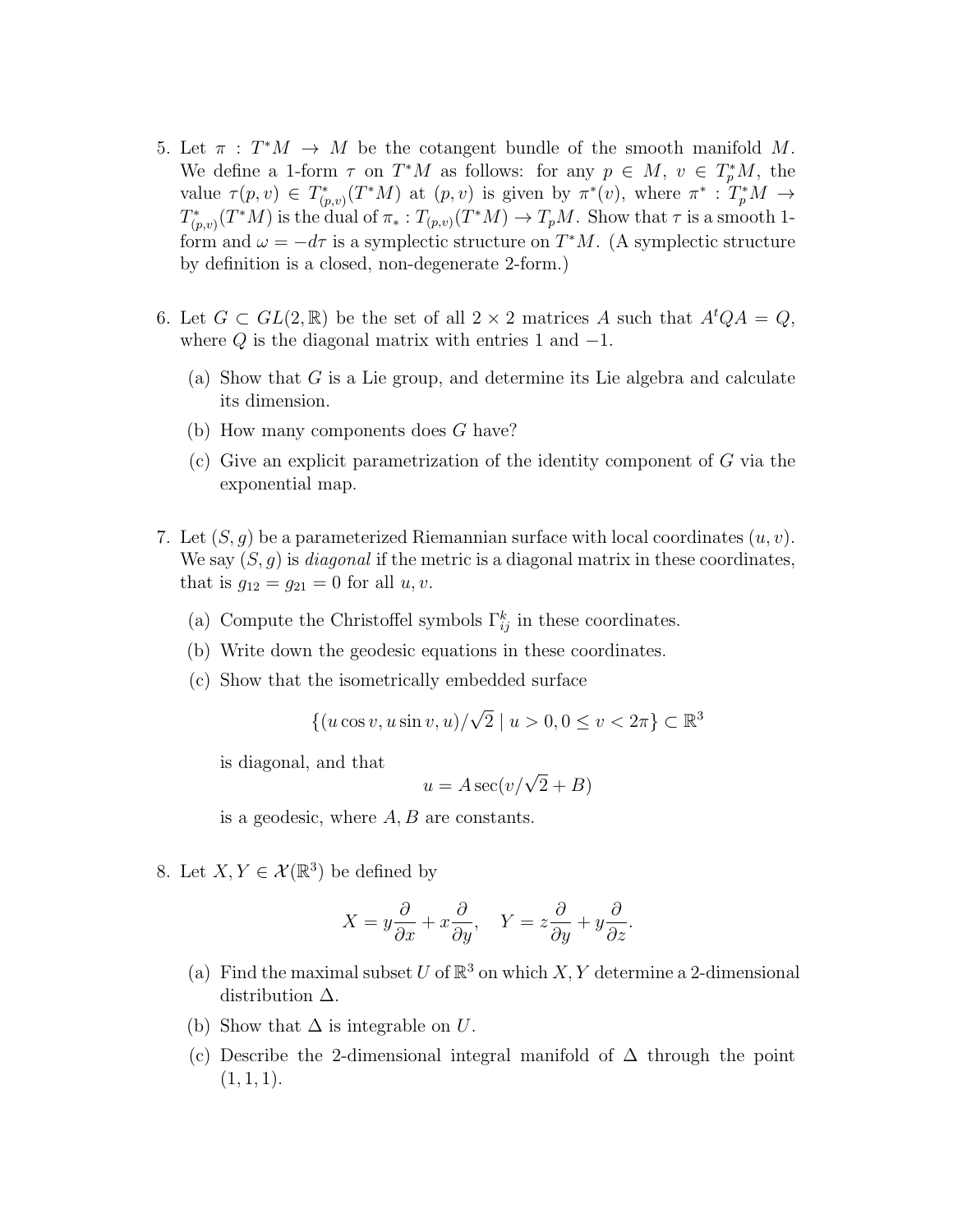5. Let $\pi : T^*M \to M$ be the cotangent bundle of the smooth manifold $M$. We define a 1-form $\tau$ on $T^*M$ as follows: for any $p \in M$, $v \in T_p^*M$, the value $\tau(p, v) \in T^*_{(p,v)}(T^*M)$ at $(p, v)$ is given by $\pi^*(v)$, where $\pi^* : T_p^*M \to T^*_{(p,v)}(T^*M)$ is the dual of $\pi_* : T_{(p,v)}(T^*M) \to T_pM$. Show that $\tau$ is a smooth 1-form and $\omega = -d\tau$ is a symplectic structure on $T^*M$. (A symplectic structure by definition is a closed, non-degenerate 2-form.)

6. Let $G \subset GL(2, \mathbb{R})$ be the set of all $2 \times 2$ matrices $A$ such that $A^t Q A = Q$, where $Q$ is the diagonal matrix with entries $1$ and $-1$.

   (a) Show that $G$ is a Lie group, and determine its Lie algebra and calculate its dimension.

   (b) How many components does $G$ have?

   (c) Give an explicit parametrization of the identity component of $G$ via the exponential map.

7. Let $(S, g)$ be a parameterized Riemannian surface with local coordinates $(u, v)$. We say $(S, g)$ is *diagonal* if the metric is a diagonal matrix in these coordinates, that is $g_{12} = g_{21} = 0$ for all $u, v$.

   (a) Compute the Christoffel symbols $\Gamma^k_{ij}$ in these coordinates.

   (b) Write down the geodesic equations in these coordinates.

   (c) Show that the isometrically embedded surface

   $$\{(u \cos v, u \sin v, u)/\sqrt{2} \mid u > 0, 0 \leq v < 2\pi\} \subset \mathbb{R}^3$$

   is diagonal, and that

   $$u = A \sec(v/\sqrt{2} + B)$$

   is a geodesic, where $A, B$ are constants.

8. Let $X, Y \in \mathcal{X}(\mathbb{R}^3)$ be defined by

   $$X = y\frac{\partial}{\partial x} + x\frac{\partial}{\partial y}, \quad Y = z\frac{\partial}{\partial y} + y\frac{\partial}{\partial z}.$$

   (a) Find the maximal subset $U$ of $\mathbb{R}^3$ on which $X, Y$ determine a 2-dimensional distribution $\Delta$.

   (b) Show that $\Delta$ is integrable on $U$.

   (c) Describe the 2-dimensional integral manifold of $\Delta$ through the point $(1, 1, 1)$.